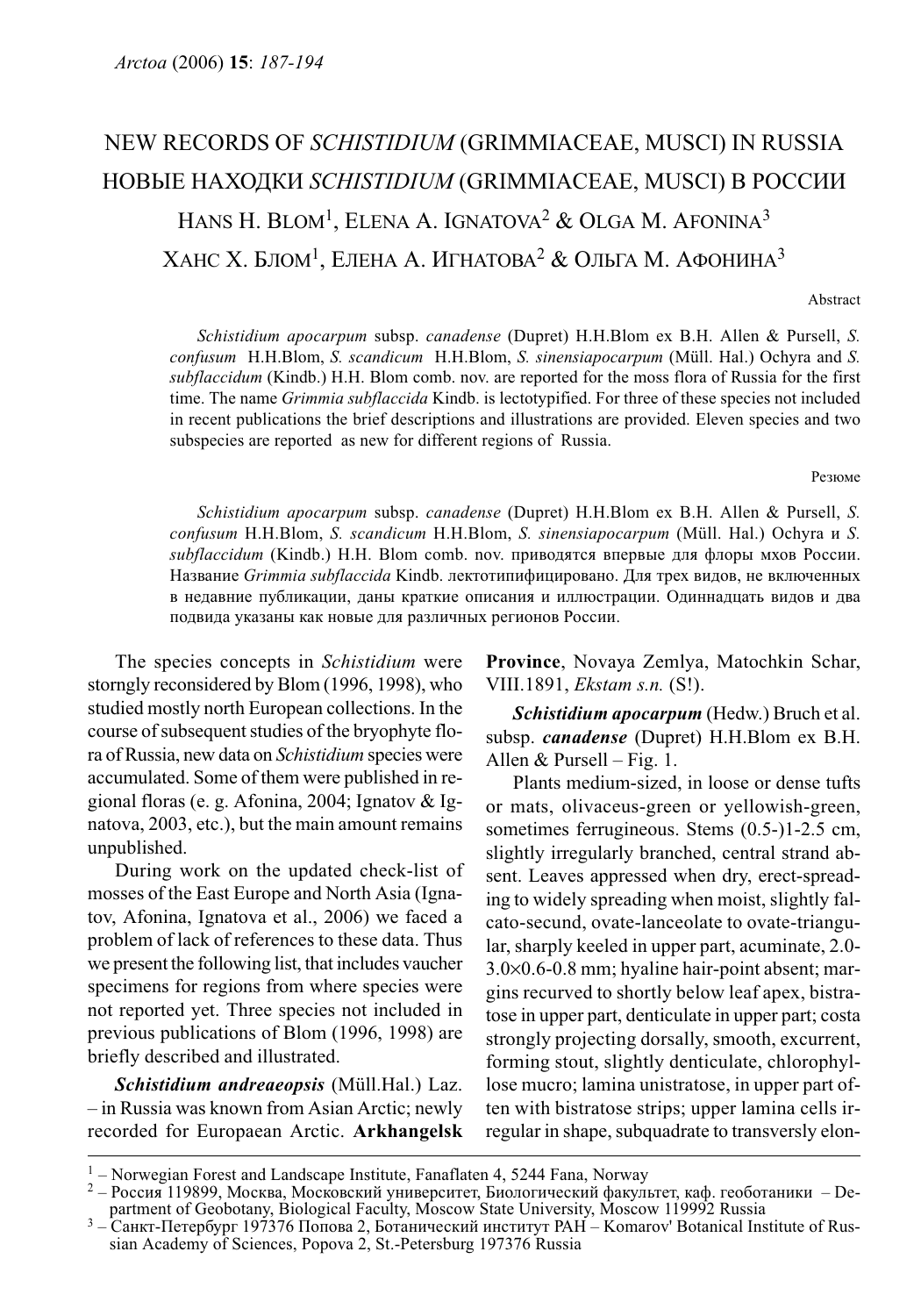# NEW RECORDS OF *SCHISTIDIUM* (GRIMMIACEAE, MUSCI) IN RUSSIA

# НОВЫЕ НАХОДКИ *SCHISTIDIUM* (GRIMMIACEAE, MUSCI) В РОССИИ

HANS H. BLOM[1], ELENA A. IGNATOVA[2] & OLGA M. AFONINA[3]

ХАНС Х. БЛОМ[1], ЕЛЕНА А. ИГНАТОВА[2] & ОЛЬГА М. АФОНИНА[3]

Abstract

*Schistidium apocarpum* subsp. *canadense* (Dupret) H.H.Blom ex B.H. Allen & Pursell, *S. confusum* H.H.Blom, *S. scandicum* H.H.Blom, *S. sinensiapocarpum* (Müll. Hal.) Ochyra and *S. subflaccidum* (Kindb.) H.H. Blom comb. nov. are reported for the moss flora of Russia for the first time. The name *Grimmia subflaccida* Kindb. is lectotypified. For three of these species not included in recent publications the brief descriptions and illustrations are provided. Eleven species and two subspecies are reported as new for different regions of Russia.

Резюме

*Schistidium apocarpum* subsp. *canadense* (Dupret) H.H.Blom ex B.H. Allen & Pursell, *S. confusum* H.H.Blom, *S. scandicum* H.H.Blom, *S. sinensiapocarpum* (Müll. Hal.) Ochyra и *S. subflaccidum* (Kindb.) H.H. Blom comb. nov. приводятся впервые для флоры мхов России. Название *Grimmia subflaccida* Kindb. лектотипифицировано. Для трех видов, не включенных в недавние публикации, даны краткие описания и иллюстрации. Одиннадцать видов и два подвида указаны как новые для различных регионов России.

The species concepts in *Schistidium* were storngly reconsidered by Blom (1996, 1998), who studied mostly north European collections. In the course of subsequent studies of the bryophyte flora of Russia, new data on *Schistidium* species were accumulated. Some of them were published in regional floras (e. g. Afonina, 2004; Ignatov & Ignatova, 2003, etc.), but the main amount remains unpublished.

During work on the updated check-list of mosses of the East Europe and North Asia (Ignatov, Afonina, Ignatova et al., 2006) we faced a problem of lack of references to these data. Thus we present the following list, that includes vaucher specimens for regions from where species were not reported yet. Three species not included in previous publications of Blom (1996, 1998) are briefly described and illustrated.

***Schistidium andreaeopsis*** (Müll.Hal.) Laz. – in Russia was known from Asian Arctic; newly recorded for Europaean Arctic. **Arkhangelsk Province**, Novaya Zemlya, Matochkin Schar, VIII.1891, *Ekstam s.n.* (S!).

***Schistidium apocarpum*** (Hedw.) Bruch et al. subsp. ***canadense*** (Dupret) H.H.Blom ex B.H. Allen & Pursell – Fig. 1.

Plants medium-sized, in loose or dense tufts or mats, olivaceus-green or yellowish-green, sometimes ferrugineous. Stems (0.5-)1-2.5 cm, slightly irregularly branched, central strand absent. Leaves appressed when dry, erect-spreading to widely spreading when moist, slightly falcato-secund, ovate-lanceolate to ovate-triangular, sharply keeled in upper part, acuminate, 2.0-3.0×0.6-0.8 mm; hyaline hair-point absent; margins recurved to shortly below leaf apex, bistratose in upper part, denticulate in upper part; costa strongly projecting dorsally, denticulate, smooth, excurrent, forming stout, slightly denticulate, chlorophyllose mucro; lamina unistratose, in upper part often with bistratose strips; upper lamina cells irregular in shape, subquadrate to transversly elon-

---

[1] – Norwegian Forest and Landscape Institute, Fanaflaten 4, 5244 Fana, Norway

[2] – Россия 119899, Москва, Московский университет, Биологический факультет, каф. геоботаники – Department of Geobotany, Biological Faculty, Moscow State University, Moscow 119992 Russia

[3] – Санкт-Петербург 197376 Попова 2, Ботанический институт РАН – Komarov' Botanical Institute of Russian Academy of Sciences, Popova 2, St.-Petersburg 197376 Russia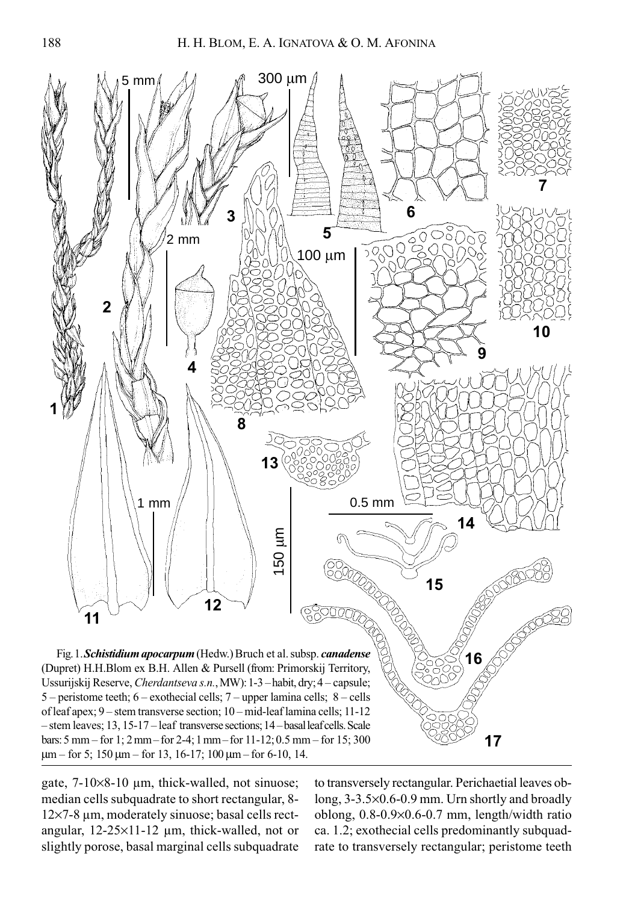Fig. 1. ***Schistidium apocarpum*** (Hedw.) Bruch et al. subsp. ***canadense*** (Dupret) H.H.Blom ex B.H. Allen & Pursell (from: Primorskij Territory, Ussurijskij Reserve, *Cherdantseva s.n.*, MW): 1-3 – habit, dry; 4 – capsule; 5 – peristome teeth; 6 – exothecial cells; 7 – upper lamina cells; 8 – cells of leaf apex; 9 – stem transverse section; 10 – mid-leaf lamina cells; 11-12 – stem leaves; 13, 15-17 – leaf transverse sections; 14 – basal leaf cells. Scale bars: 5 mm – for 1; 2 mm – for 2-4; 1 mm – for 11-12; 0.5 mm – for 15; 300 µm – for 5; 150 µm – for 13, 16-17; 100 µm – for 6-10, 14.

gate, 7-10×8-10 µm, thick-walled, not sinuose; median cells subquadrate to short rectangular, 8-12×7-8 µm, moderately sinuose; basal cells rectangular, 12-25×11-12 µm, thick-walled, not or slightly porose, basal marginal cells subquadrate to transversely rectangular. Perichaetial leaves oblong, 3-3.5×0.6-0.9 mm. Urn shortly and broadly oblong, 0.8-0.9×0.6-0.7 mm, length/width ratio ca. 1.2; exothecial cells predominantly subquadrate to transversely rectangular; peristome teeth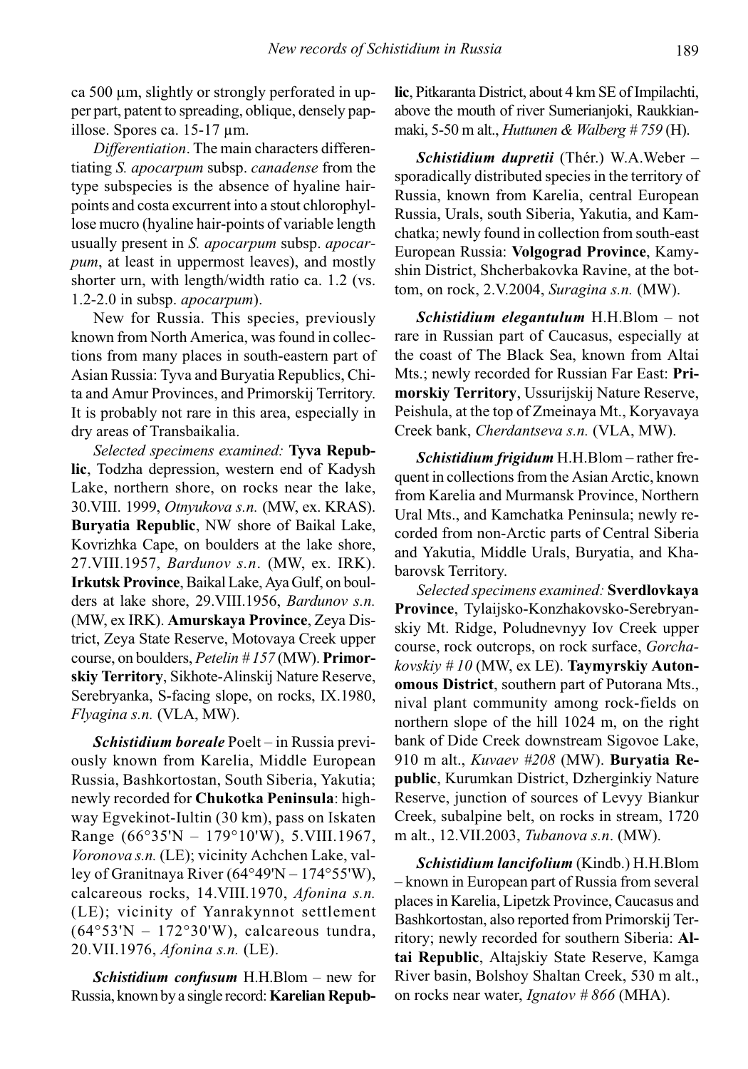ca 500 µm, slightly or strongly perforated in upper part, patent to spreading, oblique, densely papillose. Spores ca. 15-17 µm.

*Differentiation*. The main characters differentiating *S. apocarpum* subsp. *canadense* from the type subspecies is the absence of hyaline hair-points and costa excurrent into a stout chlorophyllose mucro (hyaline hair-points of variable length usually present in *S. apocarpum* subsp. *apocarpum*, at least in uppermost leaves), and mostly shorter urn, with length/width ratio ca. 1.2 (vs. 1.2-2.0 in subsp. *apocarpum*).

New for Russia. This species, previously known from North America, was found in collections from many places in south-eastern part of Asian Russia: Tyva and Buryatia Republics, Chita and Amur Provinces, and Primorskij Territory. It is probably not rare in this area, especially in dry areas of Transbaikalia.

*Selected specimens examined:* **Tyva Republic**, Todzha depression, western end of Kadysh Lake, northern shore, on rocks near the lake, 30.VIII. 1999, *Otnyukova s.n.* (MW, ex. KRAS). **Buryatia Republic**, NW shore of Baikal Lake, Kovrizhka Cape, on boulders at the lake shore, 27.VIII.1957, *Bardunov s.n*. (MW, ex. IRK). **Irkutsk Province**, Baikal Lake, Aya Gulf, on boulders at lake shore, 29.VIII.1956, *Bardunov s.n.* (MW, ex IRK). **Amurskaya Province**, Zeya District, Zeya State Reserve, Motovaya Creek upper course, on boulders, *Petelin # 157* (MW). **Primorskiy Territory**, Sikhote-Alinskij Nature Reserve, Serebryanka, S-facing slope, on rocks, IX.1980, *Flyagina s.n.* (VLA, MW).

***Schistidium boreale*** Poelt – in Russia previously known from Karelia, Middle European Russia, Bashkortostan, South Siberia, Yakutia; newly recorded for **Chukotka Peninsula**: highway Egvekinot-Iultin (30 km), pass on Iskaten Range (66°35'N – 179°10'W), 5.VIII.1967, *Voronova s.n.* (LE); vicinity Achchen Lake, valley of Granitnaya River (64°49'N – 174°55'W), calcareous rocks, 14.VIII.1970, *Afonina s.n.* (LE); vicinity of Yanrakynnot settlement (64°53'N – 172°30'W), calcareous tundra, 20.VII.1976, *Afonina s.n.* (LE).

***Schistidium confusum*** H.H.Blom – new for Russia, known by a single record: **Karelian Republic**, Pitkaranta District, about 4 km SE of Impilachti, above the mouth of river Sumerianjoki, Raukkianmaki, 5-50 m alt., *Huttunen & Walberg # 759* (H).

***Schistidium dupretii*** (Thér.) W.A.Weber – sporadically distributed species in the territory of Russia, known from Karelia, central European Russia, Urals, south Siberia, Yakutia, and Kamchatka; newly found in collection from south-east European Russia: **Volgograd Province**, Kamyshin District, Shcherbakovka Ravine, at the bottom, on rock, 2.V.2004, *Suragina s.n.* (MW).

***Schistidium elegantulum*** H.H.Blom – not rare in Russian part of Caucasus, especially at the coast of The Black Sea, known from Altai Mts.; newly recorded for Russian Far East: **Primorskiy Territory**, Ussurijskij Nature Reserve, Peishula, at the top of Zmeinaya Mt., Koryavaya Creek bank, *Cherdantseva s.n.* (VLA, MW).

***Schistidium frigidum*** H.H.Blom – rather frequent in collections from the Asian Arctic, known from Karelia and Murmansk Province, Northern Ural Mts., and Kamchatka Peninsula; newly recorded from non-Arctic parts of Central Siberia and Yakutia, Middle Urals, Buryatia, and Khabarovsk Territory.

*Selected specimens examined:* **Sverdlovkaya Province**, Tylaijsko-Konzhakovsko-Serebryanskiy Mt. Ridge, Poludnevnyy Iov Creek upper course, rock outcrops, on rock surface, *Gorchakovskiy # 10* (MW, ex LE). **Taymyrskiy Autonomous District**, southern part of Putorana Mts., nival plant community among rock-fields on northern slope of the hill 1024 m, on the right bank of Dide Creek downstream Sigovoe Lake, 910 m alt., *Kuvaev #208* (MW). **Buryatia Republic**, Kurumkan District, Dzherginkiy Nature Reserve, junction of sources of Levyy Biankur Creek, subalpine belt, on rocks in stream, 1720 m alt., 12.VII.2003, *Tubanova s.n*. (MW).

***Schistidium lancifolium*** (Kindb.) H.H.Blom – known in European part of Russia from several places in Karelia, Lipetzk Province, Caucasus and Bashkortostan, also reported from Primorskij Territory; newly recorded for southern Siberia: **Altai Republic**, Altajskiy State Reserve, Kamga River basin, Bolshoy Shaltan Creek, 530 m alt., on rocks near water, *Ignatov # 866* (MHA).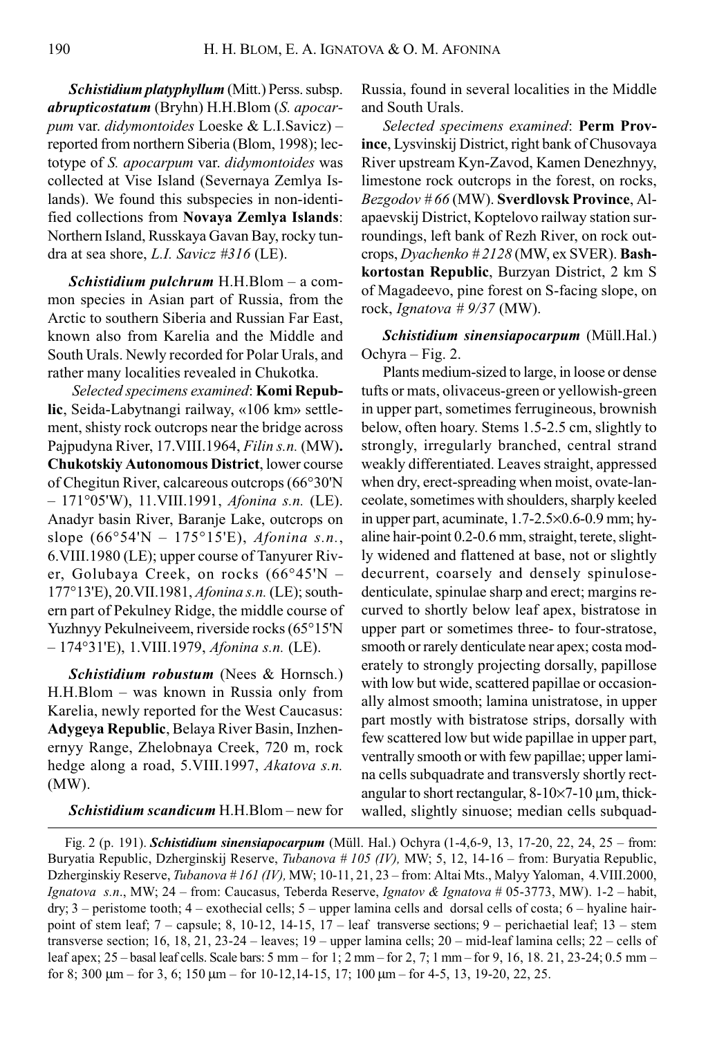***Schistidium platyphyllum*** (Mitt.) Perss. subsp. ***abrupticostatum*** (Bryhn) H.H.Blom (*S. apocarpum* var. *didymontoides* Loeske & L.I.Savicz) – reported from northern Siberia (Blom, 1998); lectotype of *S. apocarpum* var. *didymontoides* was collected at Vise Island (Severnaya Zemlya Islands). We found this subspecies in non-identified collections from **Novaya Zemlya Islands**: Northern Island, Russkaya Gavan Bay, rocky tundra at sea shore, *L.I. Savicz #316* (LE).

***Schistidium pulchrum*** H.H.Blom – a common species in Asian part of Russia, from the Arctic to southern Siberia and Russian Far East, known also from Karelia and the Middle and South Urals. Newly recorded for Polar Urals, and rather many localities revealed in Chukotka.

*Selected specimens examined*: **Komi Republic**, Seida-Labytnangi railway, «106 km» settlement, shisty rock outcrops near the bridge across Pajpudyna River, 17.VIII.1964, *Filin s.n.* (MW)**. Chukotskiy Autonomous District**, lower course of Chegitun River, calcareous outcrops (66°30'N – 171°05'W), 11.VIII.1991, *Afonina s.n.* (LE). Anadyr basin River, Baranje Lake, outcrops on slope (66°54'N – 175°15'E), *Afonina s.n.*, 6.VIII.1980 (LE); upper course of Tanyurer River, Golubaya Creek, on rocks (66°45'N – 177°13'E), 20.VII.1981, *Afonina s.n.* (LE); southern part of Pekulney Ridge, the middle course of Yuzhnyy Pekulneiveem, riverside rocks (65°15'N – 174°31'E), 1.VIII.1979, *Afonina s.n.* (LE).

***Schistidium robustum*** (Nees & Hornsch.) H.H.Blom – was known in Russia only from Karelia, newly reported for the West Caucasus: **Adygeya Republic**, Belaya River Basin, Inzhenernyy Range, Zhelobnaya Creek, 720 m, rock hedge along a road, 5.VIII.1997, *Akatova s.n.* (MW).

***Schistidium scandicum*** H.H.Blom – new for Russia, found in several localities in the Middle and South Urals.

*Selected specimens examined*: **Perm Province**, Lysvinskij District, right bank of Chusovaya River upstream Kyn-Zavod, Kamen Denezhnyy, limestone rock outcrops in the forest, on rocks, *Bezgodov # 66* (MW). **Sverdlovsk Province**, Alapaevskij District, Koptelovo railway station surroundings, left bank of Rezh River, on rock outcrops, *Dyachenko # 2128* (MW, ex SVER). **Bashkortostan Republic**, Burzyan District, 2 km S of Magadeevo, pine forest on S-facing slope, on rock, *Ignatova # 9/37* (MW).

***Schistidium sinensiapocarpum*** (Müll.Hal.) Ochyra – Fig. 2.

Plants medium-sized to large, in loose or dense tufts or mats, olivaceus-green or yellowish-green in upper part, sometimes ferrugineous, brownish below, often hoary. Stems 1.5-2.5 cm, slightly to strongly, irregularly branched, central strand weakly differentiated. Leaves straight, appressed when dry, erect-spreading when moist, ovate-lanceolate, sometimes with shoulders, sharply keeled in upper part, acuminate, 1.7-2.5×0.6-0.9 mm; hyaline hair-point 0.2-0.6 mm, straight, terete, slightly widened and flattened at base, not or slightly decurrent, coarsely and densely spinulose-denticulate, spinulae sharp and erect; margins recurved to shortly below leaf apex, bistratose in upper part or sometimes three- to four-stratose, smooth or rarely denticulate near apex; costa moderately to strongly projecting dorsally, papillose with low but wide, scattered papillae or occasionally almost smooth; lamina unistratose, in upper part mostly with bistratose strips, dorsally with few scattered low but wide papillae in upper part, ventrally smooth or with few papillae; upper lamina cells subquadrate and transversly shortly rectangular to short rectangular, 8-10×7-10 µm, thick-walled, slightly sinuose; median cells subquad-

Fig. 2 (p. 191). ***Schistidium sinensiapocarpum*** (Müll. Hal.) Ochyra (1-4,6-9, 13, 17-20, 22, 24, 25 – from: Buryatia Republic, Dzherginskij Reserve, *Tubanova # 105 (IV),* MW; 5, 12, 14-16 – from: Buryatia Republic, Dzherginskiy Reserve, *Tubanova # 161 (IV),* MW; 10-11, 21, 23 – from: Altai Mts., Malyy Yaloman, 4.VIII.2000, *Ignatova s.n*., MW; 24 – from: Caucasus, Teberda Reserve, *Ignatov & Ignatova #* 05-3773, MW). 1-2 – habit, dry; 3 – peristome tooth; 4 – exothecial cells; 5 – upper lamina cells and dorsal cells of costa; 6 – hyaline hair-point of stem leaf; 7 – capsule; 8, 10-12, 14-15, 17 – leaf transverse sections; 9 – perichaetial leaf; 13 – stem transverse section; 16, 18, 21, 23-24 – leaves; 19 – upper lamina cells; 20 – mid-leaf lamina cells; 22 – cells of leaf apex; 25 – basal leaf cells. Scale bars: 5 mm – for 1; 2 mm – for 2, 7; 1 mm – for 9, 16, 18. 21, 23-24; 0.5 mm – for 8; 300 µm – for 3, 6; 150 µm – for 10-12,14-15, 17; 100 µm – for 4-5, 13, 19-20, 22, 25.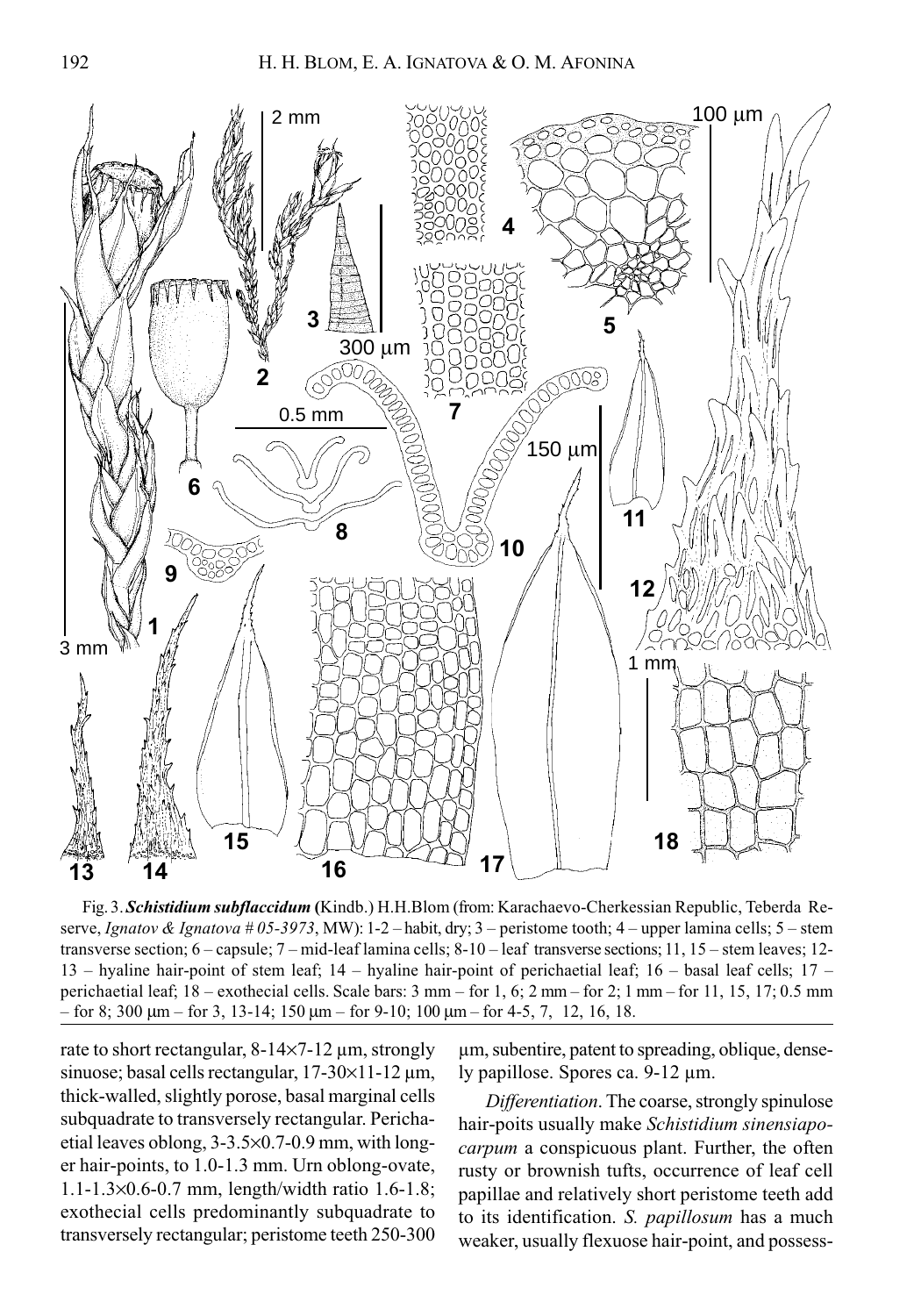Fig. 3. ***Schistidium subflaccidum*** (Kindb.) H.H.Blom (from: Karachaevo-Cherkessian Republic, Teberda Reserve, *Ignatov & Ignatova # 05-3973*, MW): 1-2 – habit, dry; 3 – peristome tooth; 4 – upper lamina cells; 5 – stem transverse section; 6 – capsule; 7 – mid-leaf lamina cells; 8-10 – leaf transverse sections; 11, 15 – stem leaves; 12-13 – hyaline hair-point of stem leaf; 14 – hyaline hair-point of perichaetial leaf; 16 – basal leaf cells; 17 – perichaetial leaf; 18 – exothecial cells. Scale bars: 3 mm – for 1, 6; 2 mm – for 2; 1 mm – for 11, 15, 17; 0.5 mm – for 8; 300 µm – for 3, 13-14; 150 µm – for 9-10; 100 µm – for 4-5, 7, 12, 16, 18.

rate to short rectangular, 8-14×7-12 µm, strongly sinuose; basal cells rectangular, 17-30×11-12 µm, thick-walled, slightly porose, basal marginal cells subquadrate to transversely rectangular. Perichaetial leaves oblong, 3-3.5×0.7-0.9 mm, with longer hair-points, to 1.0-1.3 mm. Urn oblong-ovate, 1.1-1.3×0.6-0.7 mm, length/width ratio 1.6-1.8; exothecial cells predominantly subquadrate to transversely rectangular; peristome teeth 250-300 µm, subentire, patent to spreading, oblique, densely papillose. Spores ca. 9-12 µm.

*Differentiation*. The coarse, strongly spinulose hair-poits usually make *Schistidium sinensiapocarpum* a conspicuous plant. Further, the often rusty or brownish tufts, occurrence of leaf cell papillae and relatively short peristome teeth add to its identification. *S. papillosum* has a much weaker, usually flexuose hair-point, and possess-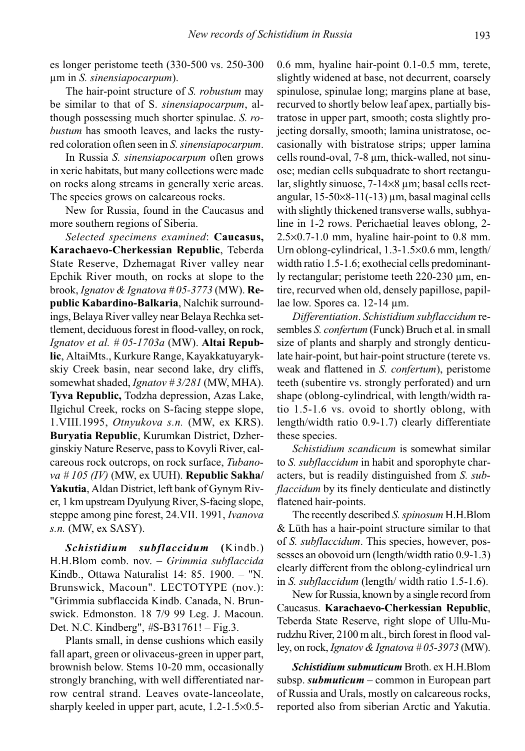es longer peristome teeth (330-500 vs. 250-300 μm in *S. sinensiapocarpum*).

The hair-point structure of *S. robustum* may be similar to that of S. *sinensiapocarpum*, although possessing much shorter spinulae. *S. robustum* has smooth leaves, and lacks the rusty-red coloration often seen in *S. sinensiapocarpum*.

In Russia *S. sinensiapocarpum* often grows in xeric habitats, but many collections were made on rocks along streams in generally xeric areas. The species grows on calcareous rocks.

New for Russia, found in the Caucasus and more southern regions of Siberia.

*Selected specimens examined*: **Caucasus, Karachaevo-Cherkessian Republic**, Teberda State Reserve, Dzhemagat River valley near Epchik River mouth, on rocks at slope to the brook, *Ignatov & Ignatova # 05-3773* (MW). **Republic Kabardino-Balkaria**, Nalchik surroundings, Belaya River valley near Belaya Rechka settlement, deciduous forest in flood-valley, on rock, *Ignatov et al. # 05-1703a* (MW). **Altai Republic**, AltaiMts., Kurkure Range, Kayakkatuyarykskiy Creek basin, near second lake, dry cliffs, somewhat shaded, *Ignatov # 3/281* (MW, MHA). **Tyva Republic,** Todzha depression, Azas Lake, Ilgichul Creek, rocks on S-facing steppe slope, 1.VIII.1995, *Otnyukova s.n.* (MW, ex KRS). **Buryatia Republic**, Kurumkan District, Dzherginskiy Nature Reserve, pass to Kovyli River, calcareous rock outcrops, on rock surface, *Tubanova # 105 (IV)* (MW, ex UUH). **Republic Sakha/ Yakutia**, Aldan District, left bank of Gynym River, 1 km upstream Dyulyung River, S-facing slope, steppe among pine forest, 24.VII. 1991, *Ivanova s.n.* (MW, ex SASY).

***Schistidium subflaccidum*** **(**Kindb.) H.H.Blom comb. nov. – *Grimmia subflaccida* Kindb., Ottawa Naturalist 14: 85. 1900. – "N. Brunswick, Macoun". LECTOTYPE (nov.): "Grimmia subflaccida Kindb. Canada, N. Brunswick. Edmonston. 18 7/9 99 Leg. J. Macoun. Det. N.C. Kindberg", #S-B31761! – Fig.3.

Plants small, in dense cushions which easily fall apart, green or olivaceus-green in upper part, brownish below. Stems 10-20 mm, occasionally strongly branching, with well differentiated narrow central strand. Leaves ovate-lanceolate, sharply keeled in upper part, acute, 1.2-1.5×0.5-0.6 mm, hyaline hair-point 0.1-0.5 mm, terete, slightly widened at base, not decurrent, coarsely spinulose, spinulae long; margins plane at base, recurved to shortly below leaf apex, partially bistratose in upper part, smooth; costa slightly projecting dorsally, smooth; lamina unistratose, occasionally with bistratose strips; upper lamina cells round-oval, 7-8 μm, thick-walled, not sinuose; median cells subquadrate to short rectangular, slightly sinuose, 7-14×8 μm; basal cells rectangular, 15-50×8-11(-13) μm, basal maginal cells with slightly thickened transverse walls, subhyaline in 1-2 rows. Perichaetial leaves oblong, 2-2.5×0.7-1.0 mm, hyaline hair-point to 0.8 mm. Urn oblong-cylindrical, 1.3-1.5×0.6 mm, length/ width ratio 1.5-1.6; exothecial cells predominantly rectangular; peristome teeth 220-230 μm, entire, recurved when old, densely papillose, papillae low. Spores ca. 12-14 μm.

*Differentiation*. *Schistidium subflaccidum* resembles *S. confertum* (Funck) Bruch et al. in small size of plants and sharply and strongly denticulate hair-point, but hair-point structure (terete vs. weak and flattened in *S. confertum*), peristome teeth (subentire vs. strongly perforated) and urn shape (oblong-cylindrical, with length/width ratio 1.5-1.6 vs. ovoid to shortly oblong, with length/width ratio 0.9-1.7) clearly differentiate these species.

*Schistidium scandicum* is somewhat similar to *S. subflaccidum* in habit and sporophyte characters, but is readily distinguished from *S. subflaccidum* by its finely denticulate and distinctly flatened hair-points.

The recently described *S. spinosum* H.H.Blom & Lüth has a hair-point structure similar to that of *S. subflaccidum*. This species, however, possesses an obovoid urn (length/width ratio 0.9-1.3) clearly different from the oblong-cylindrical urn in *S. subflaccidum* (length/ width ratio 1.5-1.6).

New for Russia, known by a single record from Caucasus. **Karachaevo-Cherkessian Republic**, Teberda State Reserve, right slope of Ullu-Murudzhu River, 2100 m alt., birch forest in flood valley, on rock, *Ignatov & Ignatova # 05-3973* (MW).

***Schistidium submuticum*** Broth. ex H.H.Blom subsp. ***submuticum*** – common in European part of Russia and Urals, mostly on calcareous rocks, reported also from siberian Arctic and Yakutia.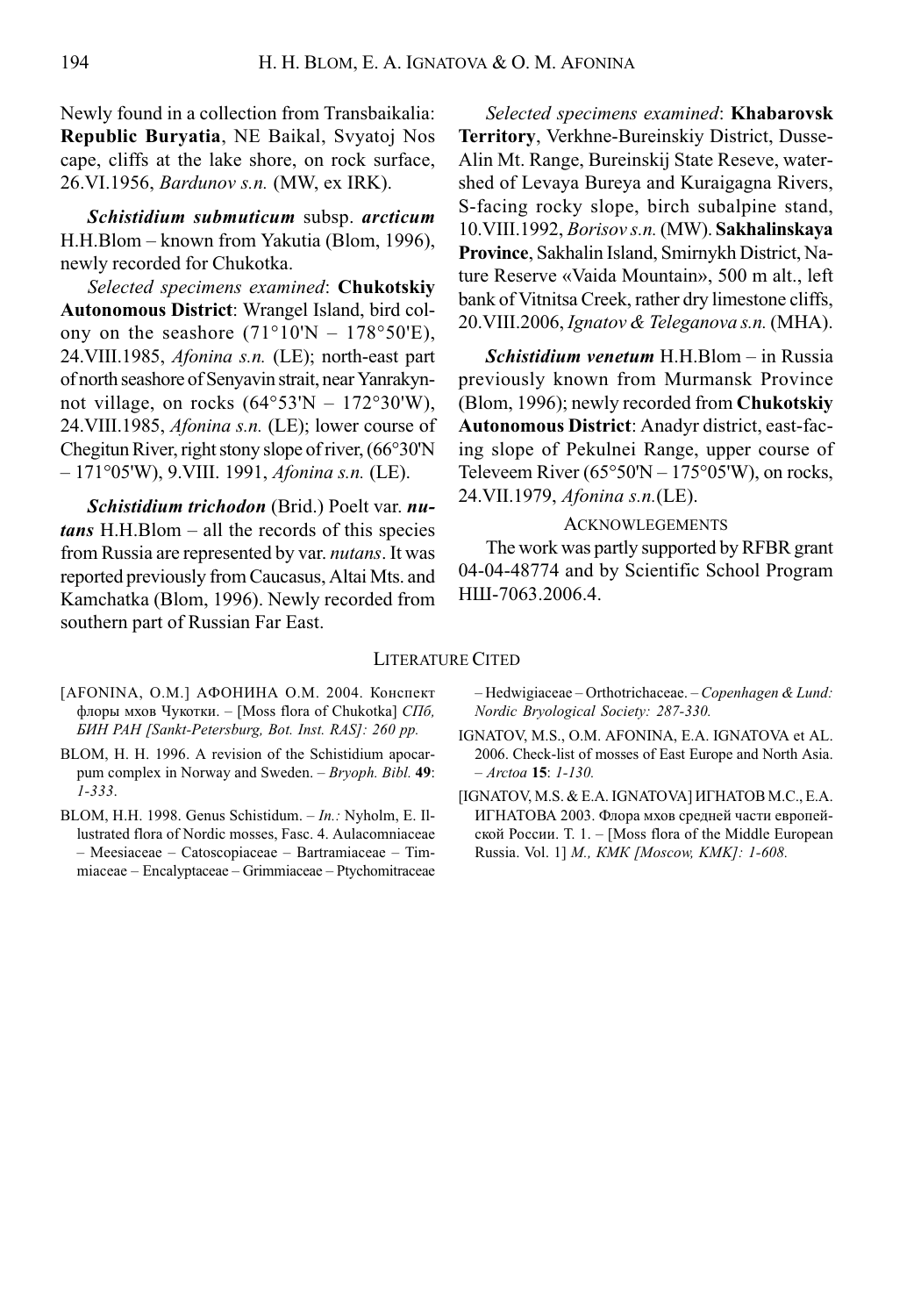Newly found in a collection from Transbaikalia: **Republic Buryatia**, NE Baikal, Svyatoj Nos cape, cliffs at the lake shore, on rock surface, 26.VI.1956, *Bardunov s.n.* (MW, ex IRK).

***Schistidium submuticum*** subsp. ***arcticum*** H.H.Blom – known from Yakutia (Blom, 1996), newly recorded for Chukotka.

*Selected specimens examined*: **Chukotskiy Autonomous District**: Wrangel Island, bird colony on the seashore (71°10'N – 178°50'E), 24.VIII.1985, *Afonina s.n.* (LE); north-east part of north seashore of Senyavin strait, near Yanrakynnot village, on rocks (64°53'N – 172°30'W), 24.VIII.1985, *Afonina s.n.* (LE); lower course of Chegitun River, right stony slope of river, (66°30'N – 171°05'W), 9.VIII. 1991, *Afonina s.n.* (LE).

***Schistidium trichodon*** (Brid.) Poelt var. ***nutans*** H.H.Blom – all the records of this species from Russia are represented by var. *nutans*. It was reported previously from Caucasus, Altai Mts. and Kamchatka (Blom, 1996). Newly recorded from southern part of Russian Far East.

*Selected specimens examined*: **Khabarovsk Territory**, Verkhne-Bureinskiy District, Dusse-Alin Mt. Range, Bureinskij State Reseve, watershed of Levaya Bureya and Kuraigagna Rivers, S-facing rocky slope, birch subalpine stand, 10.VIII.1992, *Borisov s.n.* (MW). **Sakhalinskaya Province**, Sakhalin Island, Smirnykh District, Nature Reserve «Vaida Mountain», 500 m alt., left bank of Vitnitsa Creek, rather dry limestone cliffs, 20.VIII.2006, *Ignatov & Teleganova s.n.* (MHA).

***Schistidium venetum*** H.H.Blom – in Russia previously known from Murmansk Province (Blom, 1996); newly recorded from **Chukotskiy Autonomous District**: Anadyr district, east-facing slope of Pekulnei Range, upper course of Televeem River (65°50'N – 175°05'W), on rocks, 24.VII.1979, *Afonina s.n.*(LE).

## ACKNOWLEGEMENTS

The work was partly supported by RFBR grant 04-04-48774 and by Scientific School Program НШ-7063.2006.4.

## LITERATURE CITED

[AFONINA, O.M.] АФОНИНА О.М. 2004. Конспект флоры мхов Чукотки. – [Moss flora of Chukotka] *СПб, БИН РАН [Sankt-Petersburg, Bot. Inst. RAS]: 260 pp.*

BLOM, H. H. 1996. A revision of the Schistidium apocarpum complex in Norway and Sweden. – *Bryoph. Bibl.* **49**: *1-333*.

BLOM, H.H. 1998. Genus Schistidum. – *In.:* Nyholm, E. Illustrated flora of Nordic mosses, Fasc. 4. Aulacomniaceae – Meesiaceae – Catoscopiaceae – Bartramiaceae – Timmiaceae – Encalyptaceae – Grimmiaceae – Ptychomitraceae – Hedwigiaceae – Orthotrichaceae. – *Copenhagen & Lund: Nordic Bryological Society: 287-330.*

IGNATOV, M.S., O.M. AFONINA, E.A. IGNATOVA et AL. 2006. Check-list of mosses of East Europe and North Asia. – *Arctoa* **15**: *1-130.*

[IGNATOV, M.S. & E.A. IGNATOVA] ИГНАТОВ М.С., Е.А. ИГНАТОВА 2003. Флора мхов средней части европейской России. Т. 1. – [Moss flora of the Middle European Russia. Vol. 1] *М., КМК [Moscow, KMK]: 1-608.*